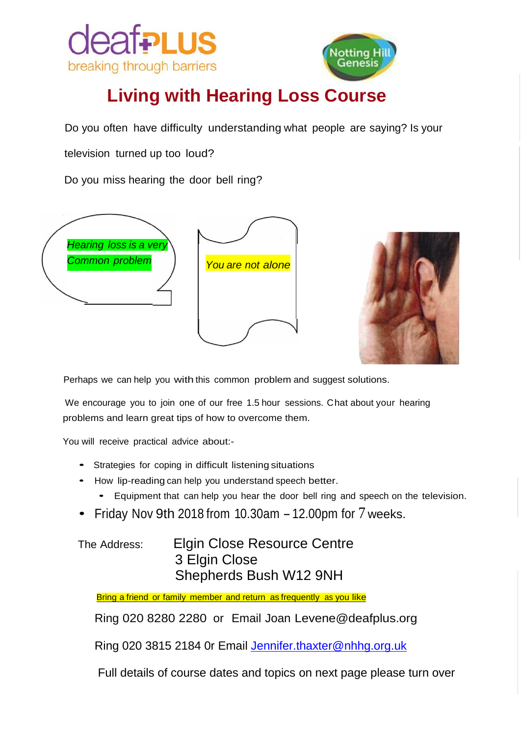deafPLUS
breaking through barriers

Notting Hill Genesis

# Living with Hearing Loss Course

Do you often have difficulty understanding what people are saying? Is your television turned up too loud?

Do you miss hearing the door bell ring?

*Hearing loss is a very Common problem*

*You are not alone*

Perhaps we can help you with this common problem and suggest solutions.

We encourage you to join one of our free 1.5 hour sessions. Chat about your hearing problems and learn great tips of how to overcome them.

You will receive practical advice about:-

- Strategies for coping in difficult listening situations
- How lip-reading can help you understand speech better.
  - Equipment that can help you hear the door bell ring and speech on the television.
- Friday Nov 9th 2018 from 10.30am – 12.00pm for 7 weeks.

The Address: Elgin Close Resource Centre
3 Elgin Close
Shepherds Bush W12 9NH

Bring a friend or family member and return as frequently as you like

Ring 020 8280 2280 or Email Joan Levene@deafplus.org

Ring 020 3815 2184 0r Email Jennifer.thaxter@nhhg.org.uk

Full details of course dates and topics on next page please turn over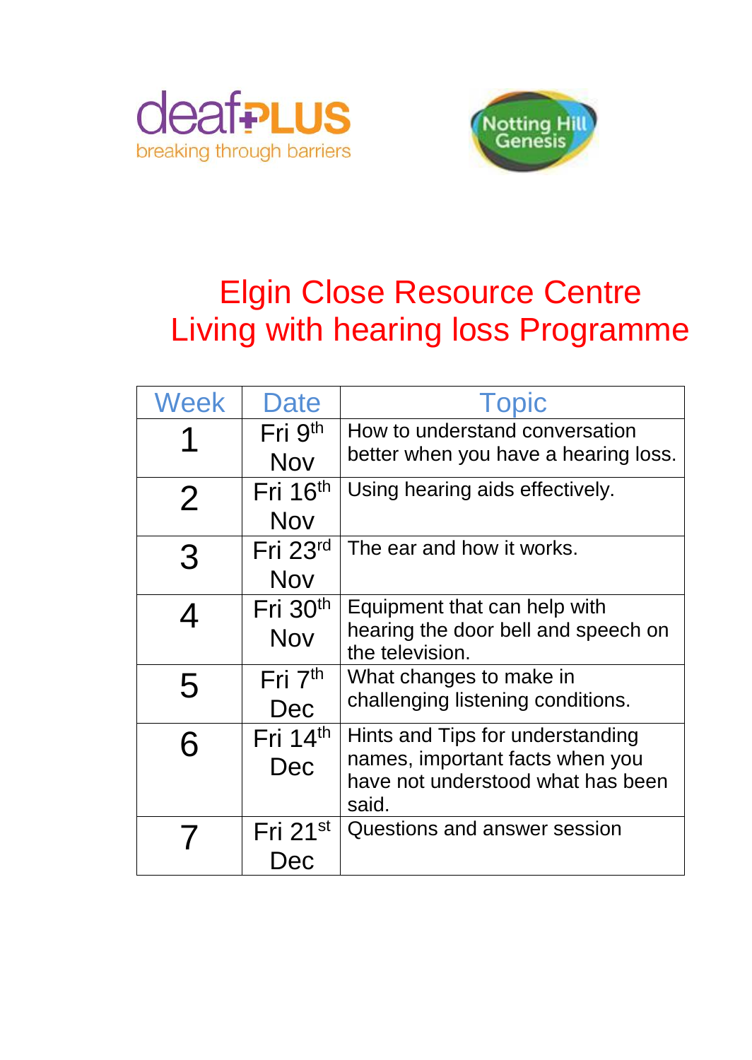deafPLUS
breaking through barriers

Notting Hill Genesis

# Elgin Close Resource Centre
# Living with hearing loss Programme

| Week | Date | Topic |
|---|---|---|
| 1 | Fri 9th Nov | How to understand conversation better when you have a hearing loss. |
| 2 | Fri 16th Nov | Using hearing aids effectively. |
| 3 | Fri 23rd Nov | The ear and how it works. |
| 4 | Fri 30th Nov | Equipment that can help with hearing the door bell and speech on the television. |
| 5 | Fri 7th Dec | What changes to make in challenging listening conditions. |
| 6 | Fri 14th Dec | Hints and Tips for understanding names, important facts when you have not understood what has been said. |
| 7 | Fri 21st Dec | Questions and answer session |